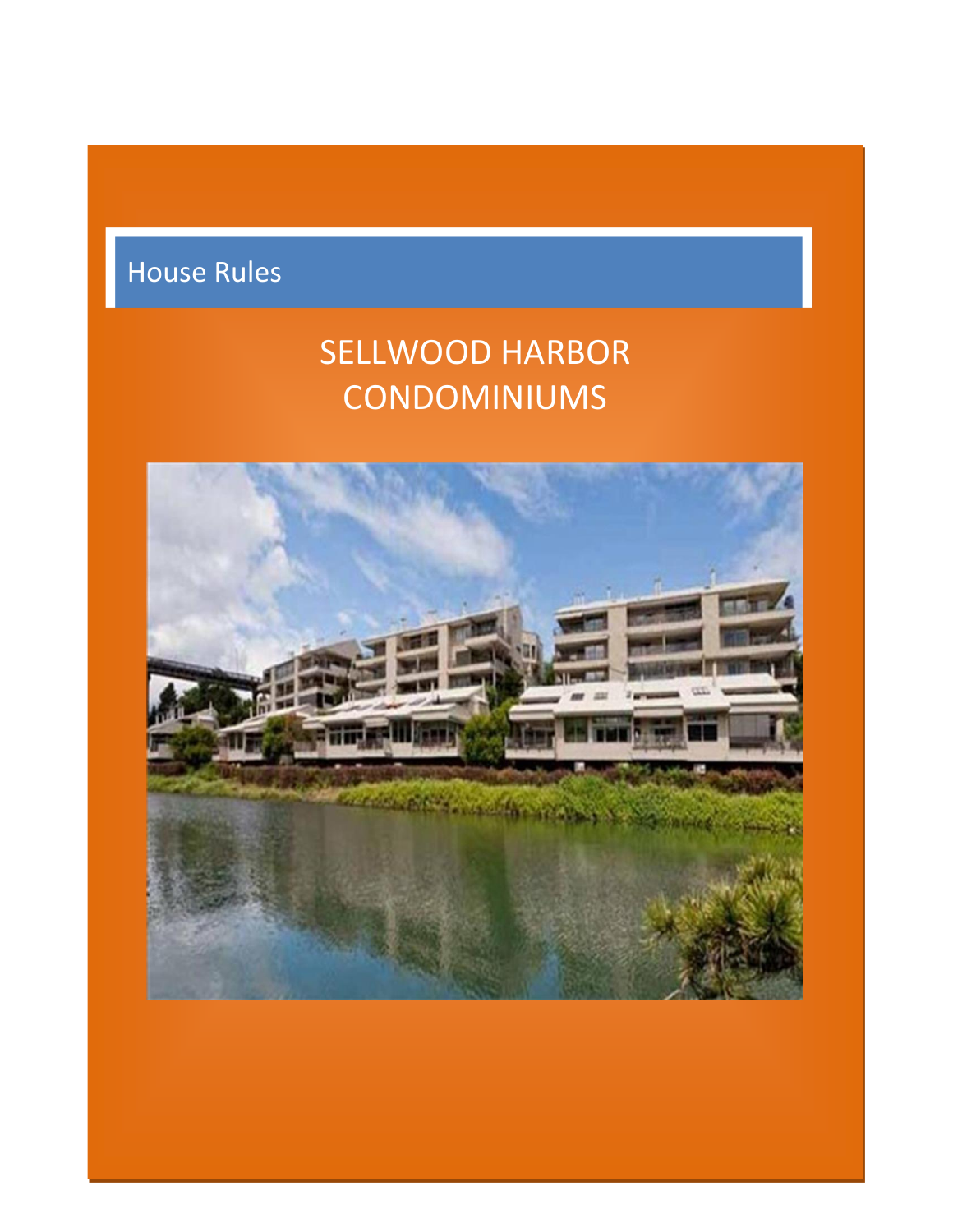House Rules

# SELLWOOD HARBOR CONDOMINIUMS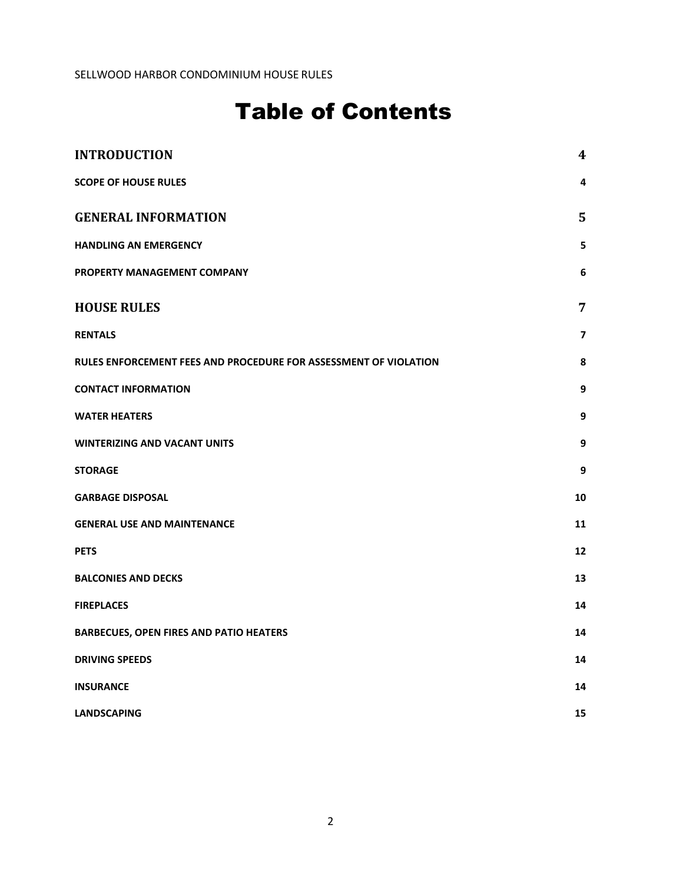# Table of Contents

| | |
|---|---|
| **INTRODUCTION** | **4** |
| **SCOPE OF HOUSE RULES** | **4** |
| **GENERAL INFORMATION** | **5** |
| **HANDLING AN EMERGENCY** | **5** |
| **PROPERTY MANAGEMENT COMPANY** | **6** |
| **HOUSE RULES** | **7** |
| **RENTALS** | **7** |
| **RULES ENFORCEMENT FEES AND PROCEDURE FOR ASSESSMENT OF VIOLATION** | **8** |
| **CONTACT INFORMATION** | **9** |
| **WATER HEATERS** | **9** |
| **WINTERIZING AND VACANT UNITS** | **9** |
| **STORAGE** | **9** |
| **GARBAGE DISPOSAL** | **10** |
| **GENERAL USE AND MAINTENANCE** | **11** |
| **PETS** | **12** |
| **BALCONIES AND DECKS** | **13** |
| **FIREPLACES** | **14** |
| **BARBECUES, OPEN FIRES AND PATIO HEATERS** | **14** |
| **DRIVING SPEEDS** | **14** |
| **INSURANCE** | **14** |
| **LANDSCAPING** | **15** |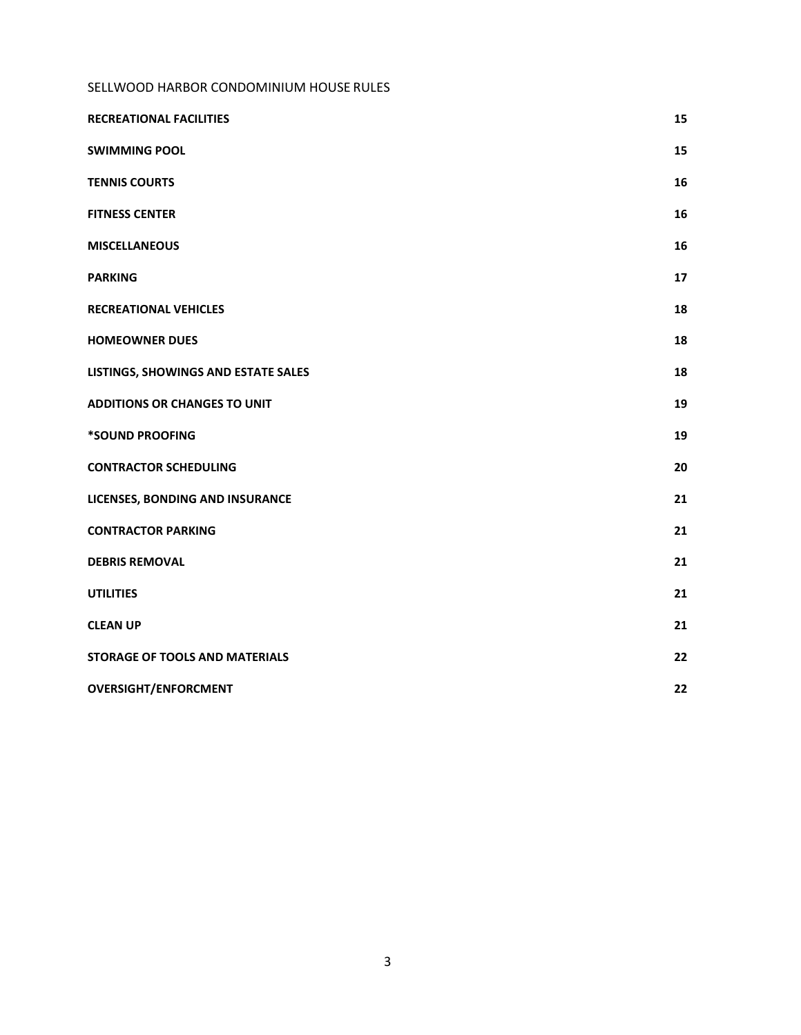SELLWOOD HARBOR CONDOMINIUM HOUSE RULES

| | |
|---|---|
| **RECREATIONAL FACILITIES** | **15** |
| **SWIMMING POOL** | **15** |
| **TENNIS COURTS** | **16** |
| **FITNESS CENTER** | **16** |
| **MISCELLANEOUS** | **16** |
| **PARKING** | **17** |
| **RECREATIONAL VEHICLES** | **18** |
| **HOMEOWNER DUES** | **18** |
| **LISTINGS, SHOWINGS AND ESTATE SALES** | **18** |
| **ADDITIONS OR CHANGES TO UNIT** | **19** |
| **\*SOUND PROOFING** | **19** |
| **CONTRACTOR SCHEDULING** | **20** |
| **LICENSES, BONDING AND INSURANCE** | **21** |
| **CONTRACTOR PARKING** | **21** |
| **DEBRIS REMOVAL** | **21** |
| **UTILITIES** | **21** |
| **CLEAN UP** | **21** |
| **STORAGE OF TOOLS AND MATERIALS** | **22** |
| **OVERSIGHT/ENFORCMENT** | **22** |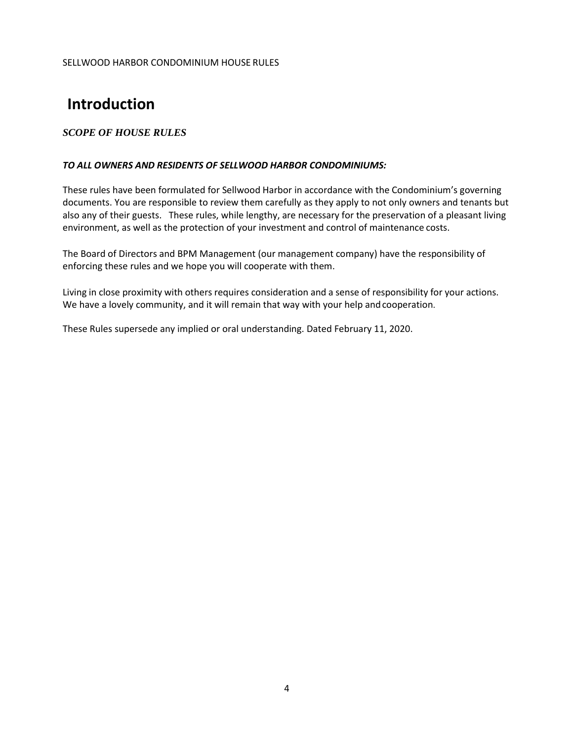# Introduction

## *SCOPE OF HOUSE RULES*

***TO ALL OWNERS AND RESIDENTS OF SELLWOOD HARBOR CONDOMINIUMS:***

These rules have been formulated for Sellwood Harbor in accordance with the Condominium's governing documents. You are responsible to review them carefully as they apply to not only owners and tenants but also any of their guests. These rules, while lengthy, are necessary for the preservation of a pleasant living environment, as well as the protection of your investment and control of maintenance costs.

The Board of Directors and BPM Management (our management company) have the responsibility of enforcing these rules and we hope you will cooperate with them.

Living in close proximity with others requires consideration and a sense of responsibility for your actions. We have a lovely community, and it will remain that way with your help and cooperation.

These Rules supersede any implied or oral understanding. Dated February 11, 2020.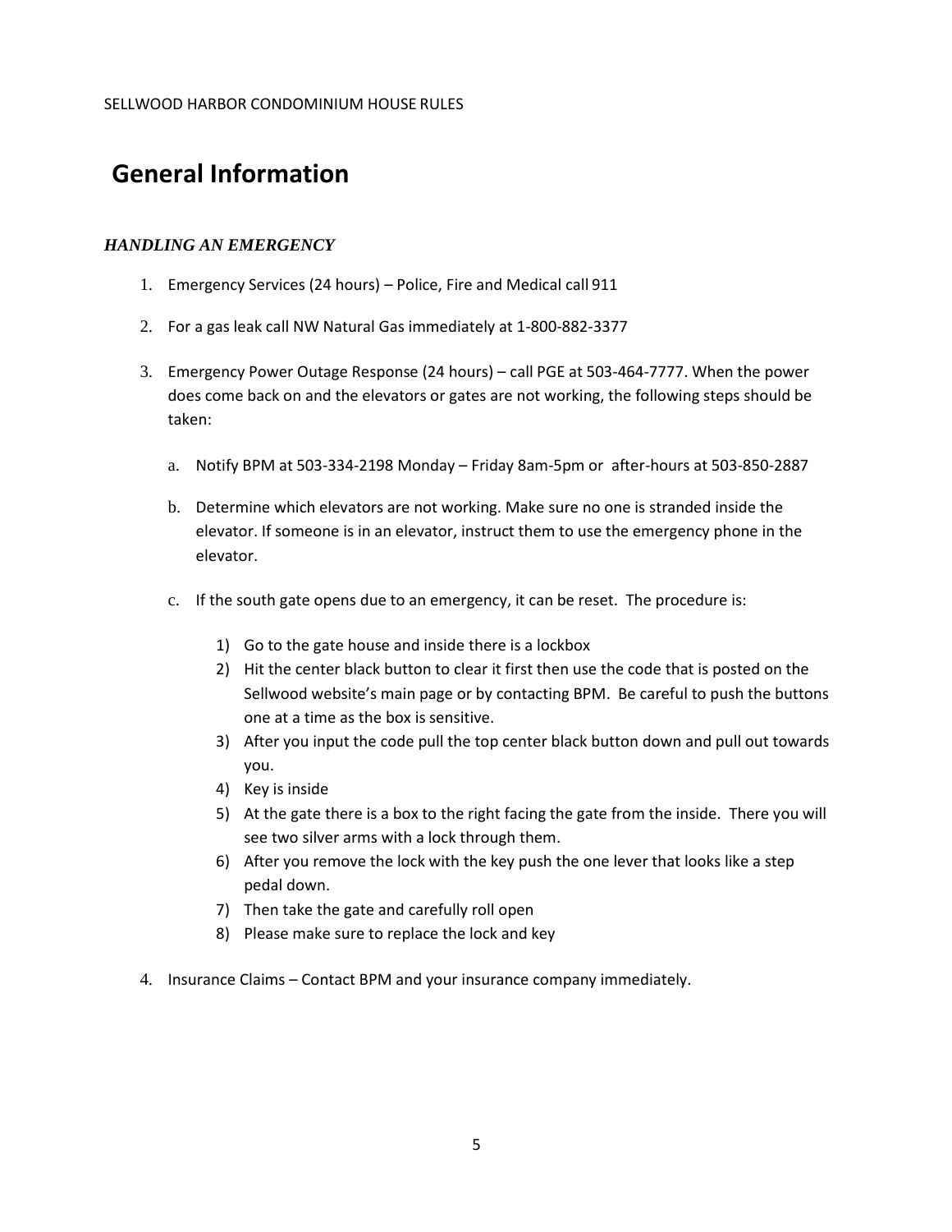# General Information

### *HANDLING AN EMERGENCY*

1. Emergency Services (24 hours) – Police, Fire and Medical call 911

2. For a gas leak call NW Natural Gas immediately at 1-800-882-3377

3. Emergency Power Outage Response (24 hours) – call PGE at 503-464-7777. When the power does come back on and the elevators or gates are not working, the following steps should be taken:

   a. Notify BPM at 503-334-2198 Monday – Friday 8am-5pm or after-hours at 503-850-2887

   b. Determine which elevators are not working. Make sure no one is stranded inside the elevator. If someone is in an elevator, instruct them to use the emergency phone in the elevator.

   c. If the south gate opens due to an emergency, it can be reset. The procedure is:

      1) Go to the gate house and inside there is a lockbox
      2) Hit the center black button to clear it first then use the code that is posted on the Sellwood website's main page or by contacting BPM. Be careful to push the buttons one at a time as the box is sensitive.
      3) After you input the code pull the top center black button down and pull out towards you.
      4) Key is inside
      5) At the gate there is a box to the right facing the gate from the inside. There you will see two silver arms with a lock through them.
      6) After you remove the lock with the key push the one lever that looks like a step pedal down.
      7) Then take the gate and carefully roll open
      8) Please make sure to replace the lock and key

4. Insurance Claims – Contact BPM and your insurance company immediately.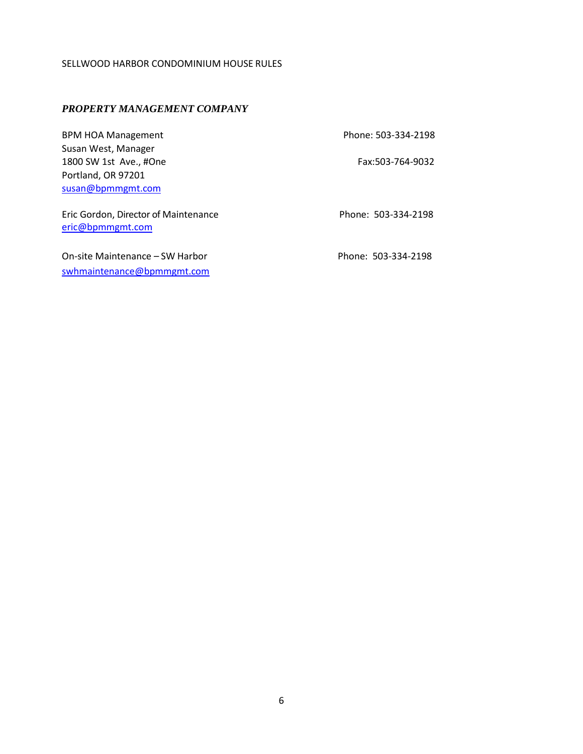SELLWOOD HARBOR CONDOMINIUM HOUSE RULES

### ***PROPERTY MANAGEMENT COMPANY***

BPM HOA Management
Susan West, Manager
1800 SW 1st Ave., #One
Portland, OR 97201
susan@bpmmgmt.com

Phone: 503-334-2198
Fax:503-764-9032

Eric Gordon, Director of Maintenance
eric@bpmmgmt.com

Phone: 503-334-2198

On-site Maintenance – SW Harbor
swhmaintenance@bpmmgmt.com

Phone: 503-334-2198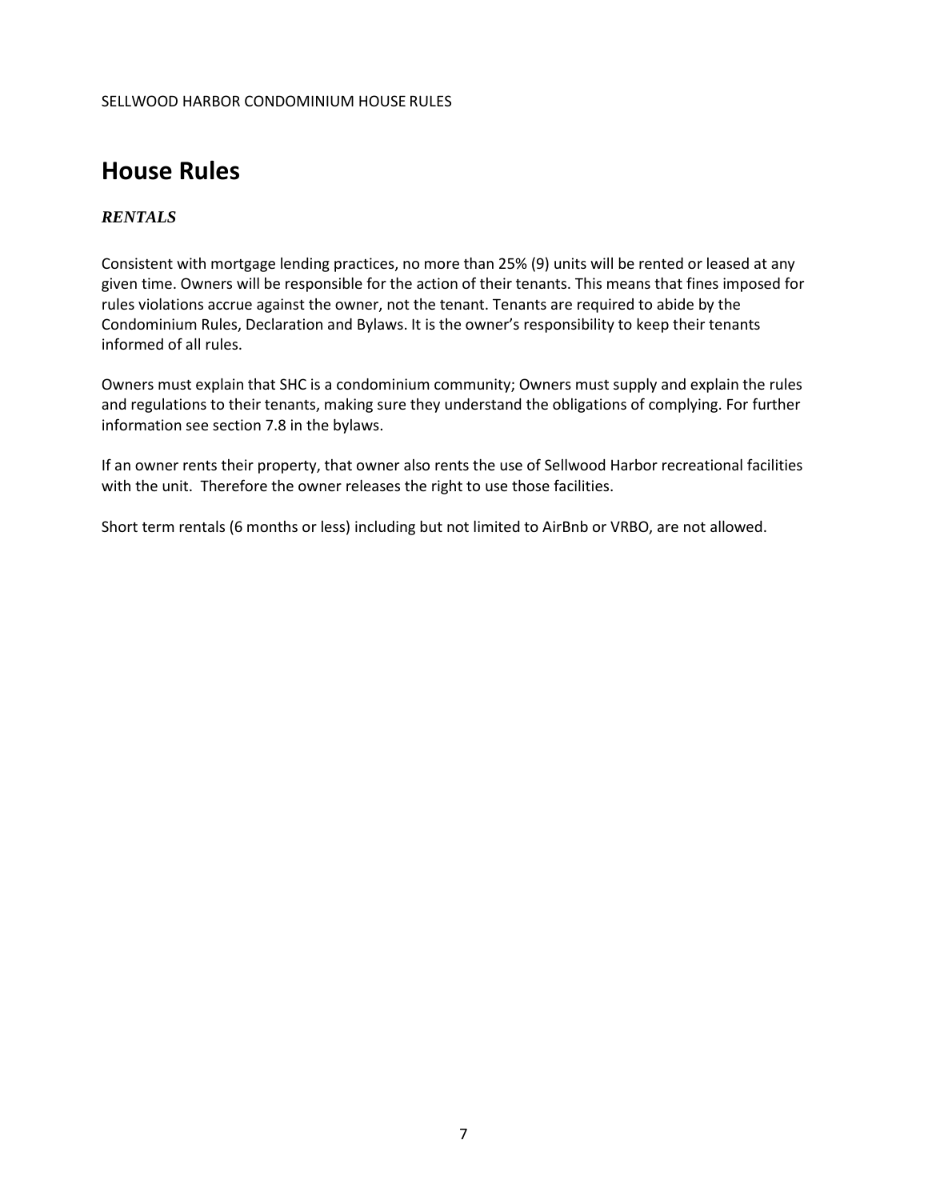# House Rules

### *RENTALS*

Consistent with mortgage lending practices, no more than 25% (9) units will be rented or leased at any given time. Owners will be responsible for the action of their tenants. This means that fines imposed for rules violations accrue against the owner, not the tenant. Tenants are required to abide by the Condominium Rules, Declaration and Bylaws. It is the owner's responsibility to keep their tenants informed of all rules.

Owners must explain that SHC is a condominium community; Owners must supply and explain the rules and regulations to their tenants, making sure they understand the obligations of complying. For further information see section 7.8 in the bylaws.

If an owner rents their property, that owner also rents the use of Sellwood Harbor recreational facilities with the unit. Therefore the owner releases the right to use those facilities.

Short term rentals (6 months or less) including but not limited to AirBnb or VRBO, are not allowed.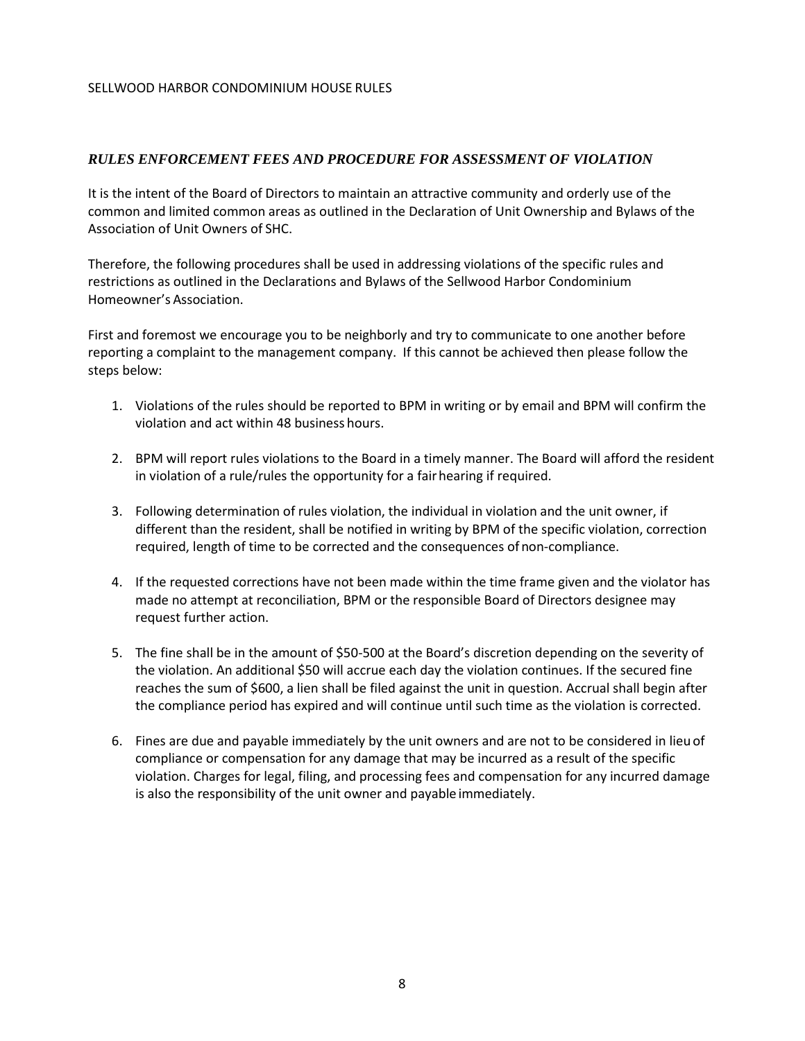## *RULES ENFORCEMENT FEES AND PROCEDURE FOR ASSESSMENT OF VIOLATION*

It is the intent of the Board of Directors to maintain an attractive community and orderly use of the common and limited common areas as outlined in the Declaration of Unit Ownership and Bylaws of the Association of Unit Owners of SHC.

Therefore, the following procedures shall be used in addressing violations of the specific rules and restrictions as outlined in the Declarations and Bylaws of the Sellwood Harbor Condominium Homeowner's Association.

First and foremost we encourage you to be neighborly and try to communicate to one another before reporting a complaint to the management company. If this cannot be achieved then please follow the steps below:

1. Violations of the rules should be reported to BPM in writing or by email and BPM will confirm the violation and act within 48 business hours.
2. BPM will report rules violations to the Board in a timely manner. The Board will afford the resident in violation of a rule/rules the opportunity for a fair hearing if required.
3. Following determination of rules violation, the individual in violation and the unit owner, if different than the resident, shall be notified in writing by BPM of the specific violation, correction required, length of time to be corrected and the consequences of non-compliance.
4. If the requested corrections have not been made within the time frame given and the violator has made no attempt at reconciliation, BPM or the responsible Board of Directors designee may request further action.
5. The fine shall be in the amount of $50-500 at the Board's discretion depending on the severity of the violation. An additional $50 will accrue each day the violation continues. If the secured fine reaches the sum of $600, a lien shall be filed against the unit in question. Accrual shall begin after the compliance period has expired and will continue until such time as the violation is corrected.
6. Fines are due and payable immediately by the unit owners and are not to be considered in lieu of compliance or compensation for any damage that may be incurred as a result of the specific violation. Charges for legal, filing, and processing fees and compensation for any incurred damage is also the responsibility of the unit owner and payable immediately.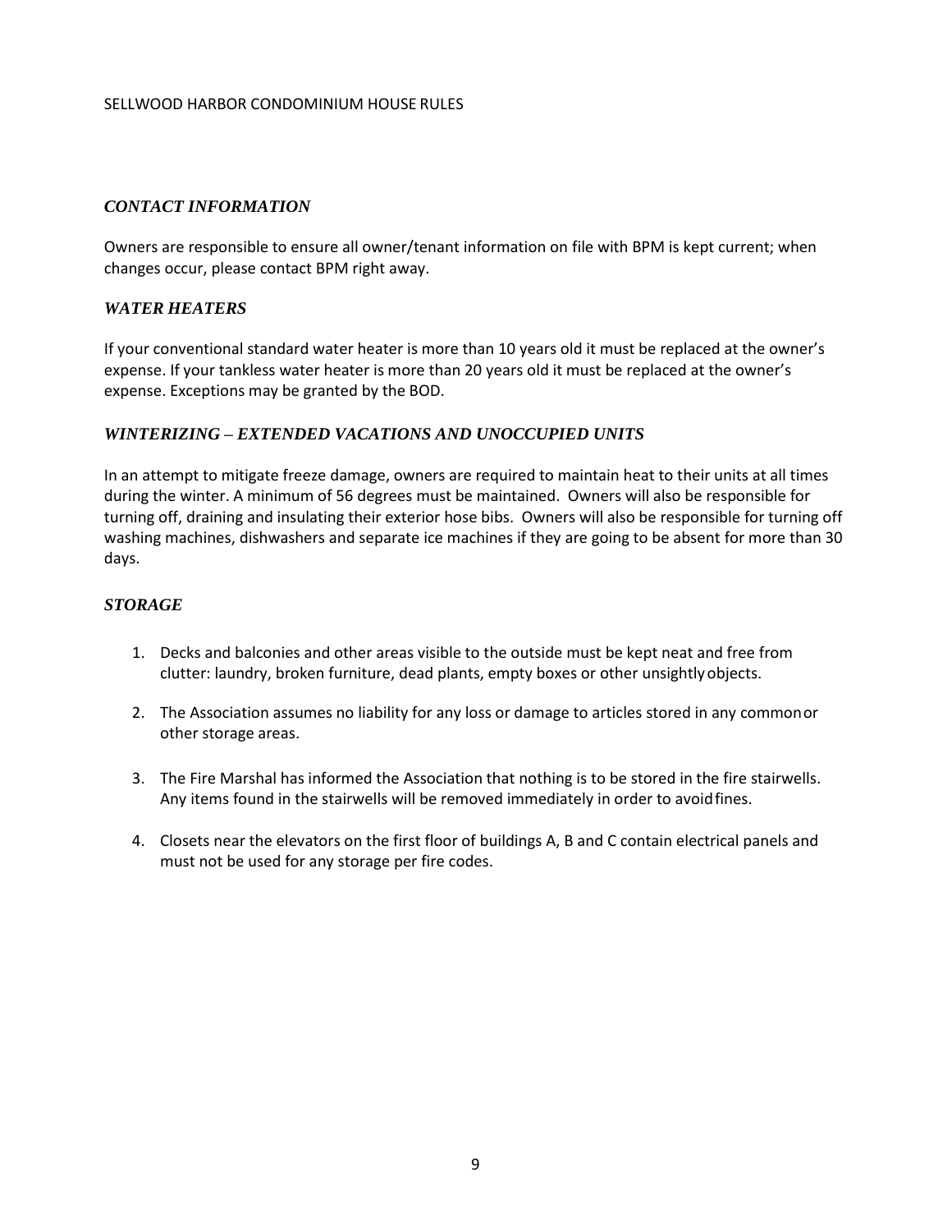## *CONTACT INFORMATION*

Owners are responsible to ensure all owner/tenant information on file with BPM is kept current; when changes occur, please contact BPM right away.

## *WATER HEATERS*

If your conventional standard water heater is more than 10 years old it must be replaced at the owner's expense. If your tankless water heater is more than 20 years old it must be replaced at the owner's expense. Exceptions may be granted by the BOD.

## *WINTERIZING – EXTENDED VACATIONS AND UNOCCUPIED UNITS*

In an attempt to mitigate freeze damage, owners are required to maintain heat to their units at all times during the winter. A minimum of 56 degrees must be maintained. Owners will also be responsible for turning off, draining and insulating their exterior hose bibs. Owners will also be responsible for turning off washing machines, dishwashers and separate ice machines if they are going to be absent for more than 30 days.

## *STORAGE*

1. Decks and balconies and other areas visible to the outside must be kept neat and free from clutter: laundry, broken furniture, dead plants, empty boxes or other unsightly objects.
2. The Association assumes no liability for any loss or damage to articles stored in any common or other storage areas.
3. The Fire Marshal has informed the Association that nothing is to be stored in the fire stairwells. Any items found in the stairwells will be removed immediately in order to avoid fines.
4. Closets near the elevators on the first floor of buildings A, B and C contain electrical panels and must not be used for any storage per fire codes.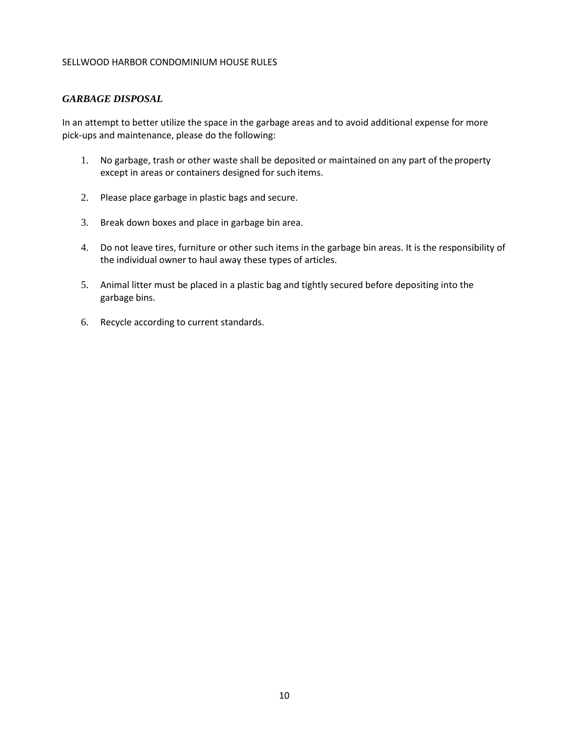## *GARBAGE DISPOSAL*

In an attempt to better utilize the space in the garbage areas and to avoid additional expense for more pick-ups and maintenance, please do the following:

1. No garbage, trash or other waste shall be deposited or maintained on any part of the property except in areas or containers designed for such items.

2. Please place garbage in plastic bags and secure.

3. Break down boxes and place in garbage bin area.

4. Do not leave tires, furniture or other such items in the garbage bin areas. It is the responsibility of the individual owner to haul away these types of articles.

5. Animal litter must be placed in a plastic bag and tightly secured before depositing into the garbage bins.

6. Recycle according to current standards.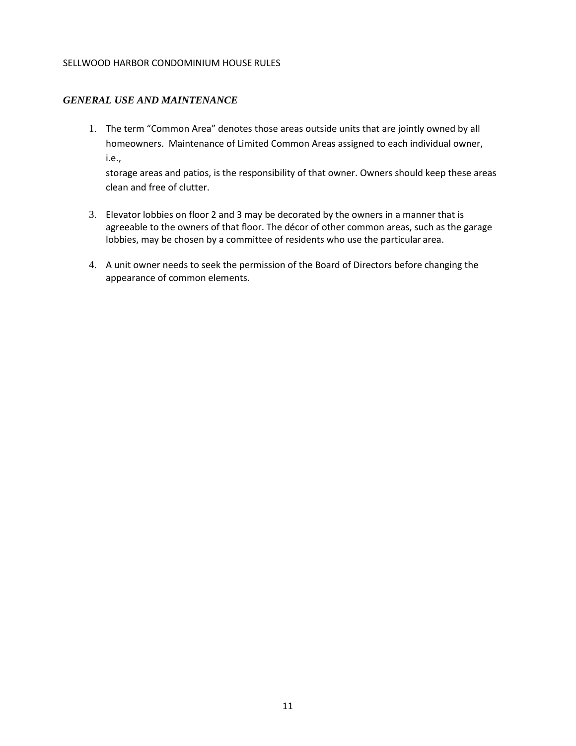## *GENERAL USE AND MAINTENANCE*

1. The term “Common Area” denotes those areas outside units that are jointly owned by all homeowners. Maintenance of Limited Common Areas assigned to each individual owner, i.e.,

   storage areas and patios, is the responsibility of that owner. Owners should keep these areas clean and free of clutter.

3. Elevator lobbies on floor 2 and 3 may be decorated by the owners in a manner that is agreeable to the owners of that floor. The décor of other common areas, such as the garage lobbies, may be chosen by a committee of residents who use the particular area.

4. A unit owner needs to seek the permission of the Board of Directors before changing the appearance of common elements.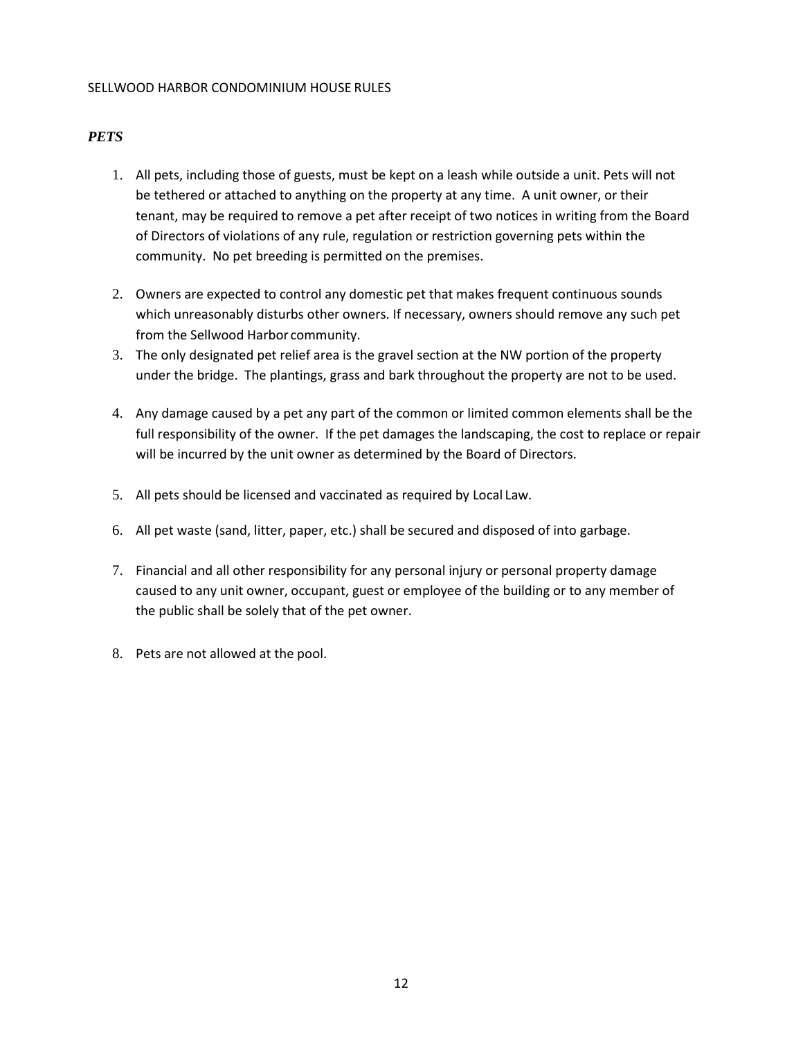SELLWOOD HARBOR CONDOMINIUM HOUSE RULES

## *PETS*

1. All pets, including those of guests, must be kept on a leash while outside a unit. Pets will not be tethered or attached to anything on the property at any time. A unit owner, or their tenant, may be required to remove a pet after receipt of two notices in writing from the Board of Directors of violations of any rule, regulation or restriction governing pets within the community. No pet breeding is permitted on the premises.
2. Owners are expected to control any domestic pet that makes frequent continuous sounds which unreasonably disturbs other owners. If necessary, owners should remove any such pet from the Sellwood Harbor community.
3. The only designated pet relief area is the gravel section at the NW portion of the property under the bridge. The plantings, grass and bark throughout the property are not to be used.
4. Any damage caused by a pet any part of the common or limited common elements shall be the full responsibility of the owner. If the pet damages the landscaping, the cost to replace or repair will be incurred by the unit owner as determined by the Board of Directors.
5. All pets should be licensed and vaccinated as required by Local Law.
6. All pet waste (sand, litter, paper, etc.) shall be secured and disposed of into garbage.
7. Financial and all other responsibility for any personal injury or personal property damage caused to any unit owner, occupant, guest or employee of the building or to any member of the public shall be solely that of the pet owner.
8. Pets are not allowed at the pool.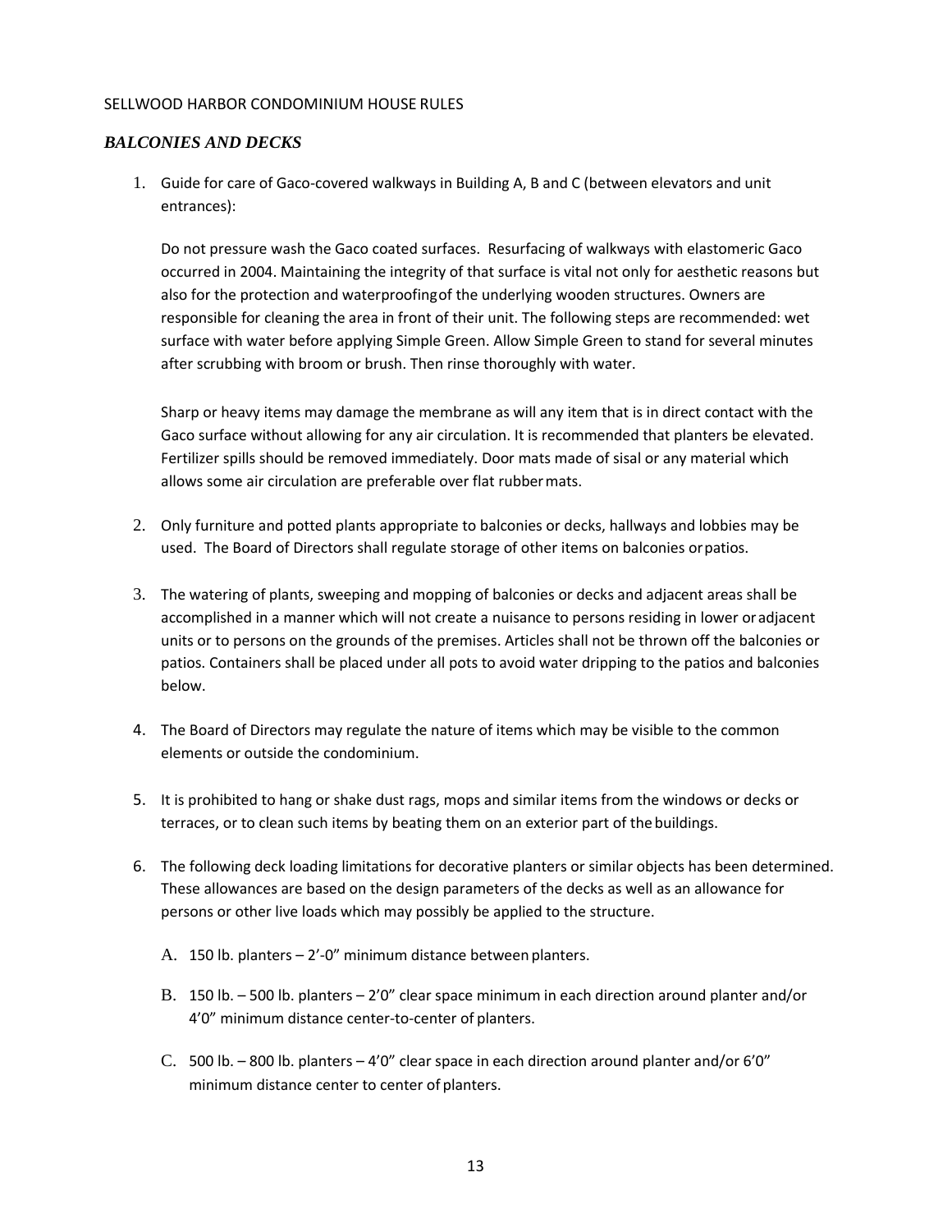SELLWOOD HARBOR CONDOMINIUM HOUSE RULES

## *BALCONIES AND DECKS*

1. Guide for care of Gaco-covered walkways in Building A, B and C (between elevators and unit entrances):

   Do not pressure wash the Gaco coated surfaces. Resurfacing of walkways with elastomeric Gaco occurred in 2004. Maintaining the integrity of that surface is vital not only for aesthetic reasons but also for the protection and waterproofing of the underlying wooden structures. Owners are responsible for cleaning the area in front of their unit. The following steps are recommended: wet surface with water before applying Simple Green. Allow Simple Green to stand for several minutes after scrubbing with broom or brush. Then rinse thoroughly with water.

   Sharp or heavy items may damage the membrane as will any item that is in direct contact with the Gaco surface without allowing for any air circulation. It is recommended that planters be elevated. Fertilizer spills should be removed immediately. Door mats made of sisal or any material which allows some air circulation are preferable over flat rubber mats.

2. Only furniture and potted plants appropriate to balconies or decks, hallways and lobbies may be used. The Board of Directors shall regulate storage of other items on balconies or patios.

3. The watering of plants, sweeping and mopping of balconies or decks and adjacent areas shall be accomplished in a manner which will not create a nuisance to persons residing in lower or adjacent units or to persons on the grounds of the premises. Articles shall not be thrown off the balconies or patios. Containers shall be placed under all pots to avoid water dripping to the patios and balconies below.

4. The Board of Directors may regulate the nature of items which may be visible to the common elements or outside the condominium.

5. It is prohibited to hang or shake dust rags, mops and similar items from the windows or decks or terraces, or to clean such items by beating them on an exterior part of the buildings.

6. The following deck loading limitations for decorative planters or similar objects has been determined. These allowances are based on the design parameters of the decks as well as an allowance for persons or other live loads which may possibly be applied to the structure.

   A. 150 lb. planters – 2'-0" minimum distance between planters.

   B. 150 lb. – 500 lb. planters – 2'0" clear space minimum in each direction around planter and/or 4'0" minimum distance center-to-center of planters.

   C. 500 lb. – 800 lb. planters – 4'0" clear space in each direction around planter and/or 6'0" minimum distance center to center of planters.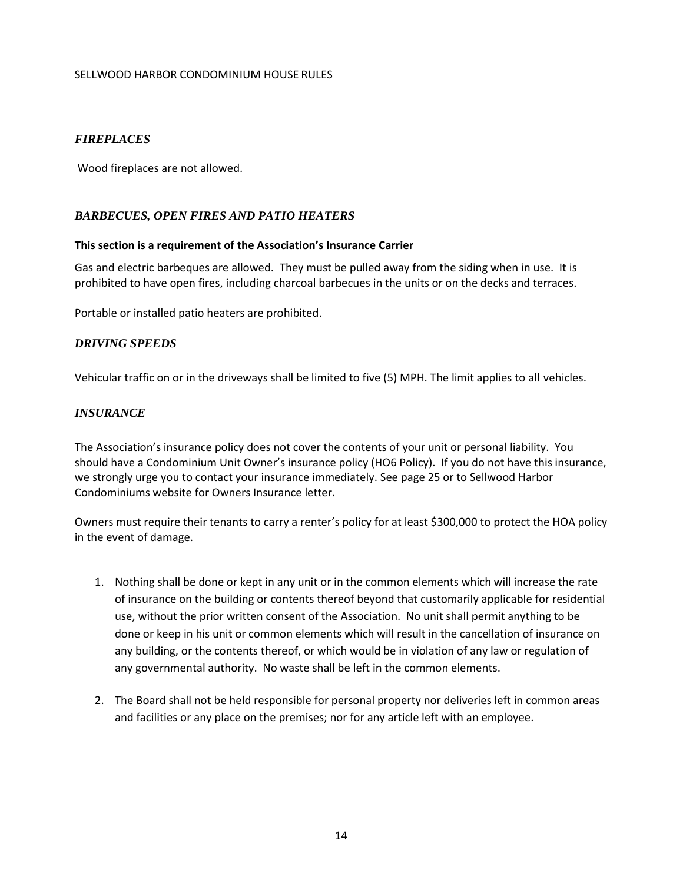## *FIREPLACES*

Wood fireplaces are not allowed.

## *BARBECUES, OPEN FIRES AND PATIO HEATERS*

**This section is a requirement of the Association's Insurance Carrier**

Gas and electric barbeques are allowed. They must be pulled away from the siding when in use. It is prohibited to have open fires, including charcoal barbecues in the units or on the decks and terraces.

Portable or installed patio heaters are prohibited.

## *DRIVING SPEEDS*

Vehicular traffic on or in the driveways shall be limited to five (5) MPH. The limit applies to all vehicles.

## *INSURANCE*

The Association's insurance policy does not cover the contents of your unit or personal liability. You should have a Condominium Unit Owner's insurance policy (HO6 Policy). If you do not have this insurance, we strongly urge you to contact your insurance immediately. See page 25 or to Sellwood Harbor Condominiums website for Owners Insurance letter.

Owners must require their tenants to carry a renter's policy for at least $300,000 to protect the HOA policy in the event of damage.

1. Nothing shall be done or kept in any unit or in the common elements which will increase the rate of insurance on the building or contents thereof beyond that customarily applicable for residential use, without the prior written consent of the Association. No unit shall permit anything to be done or keep in his unit or common elements which will result in the cancellation of insurance on any building, or the contents thereof, or which would be in violation of any law or regulation of any governmental authority. No waste shall be left in the common elements.

2. The Board shall not be held responsible for personal property nor deliveries left in common areas and facilities or any place on the premises; nor for any article left with an employee.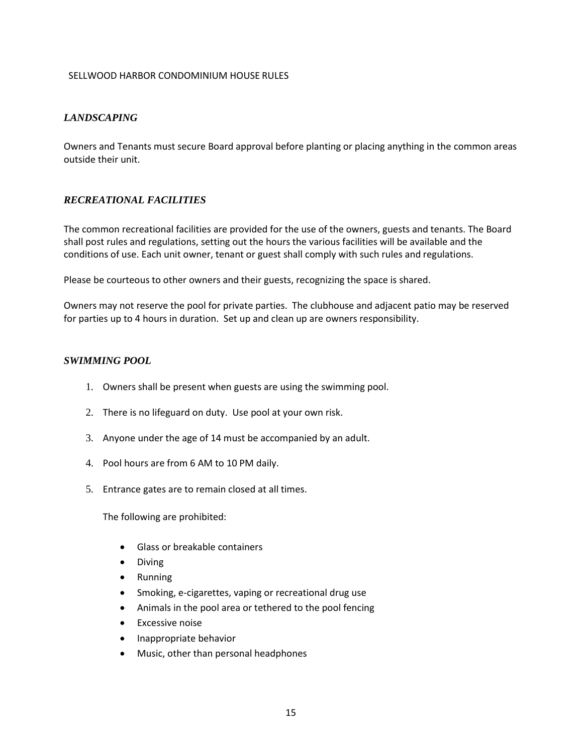SELLWOOD HARBOR CONDOMINIUM HOUSE RULES

## *LANDSCAPING*

Owners and Tenants must secure Board approval before planting or placing anything in the common areas outside their unit.

## *RECREATIONAL FACILITIES*

The common recreational facilities are provided for the use of the owners, guests and tenants. The Board shall post rules and regulations, setting out the hours the various facilities will be available and the conditions of use. Each unit owner, tenant or guest shall comply with such rules and regulations.

Please be courteous to other owners and their guests, recognizing the space is shared.

Owners may not reserve the pool for private parties. The clubhouse and adjacent patio may be reserved for parties up to 4 hours in duration. Set up and clean up are owners responsibility.

## *SWIMMING POOL*

1. Owners shall be present when guests are using the swimming pool.
2. There is no lifeguard on duty. Use pool at your own risk.
3. Anyone under the age of 14 must be accompanied by an adult.
4. Pool hours are from 6 AM to 10 PM daily.
5. Entrance gates are to remain closed at all times.

   The following are prohibited:

   - Glass or breakable containers
   - Diving
   - Running
   - Smoking, e-cigarettes, vaping or recreational drug use
   - Animals in the pool area or tethered to the pool fencing
   - Excessive noise
   - Inappropriate behavior
   - Music, other than personal headphones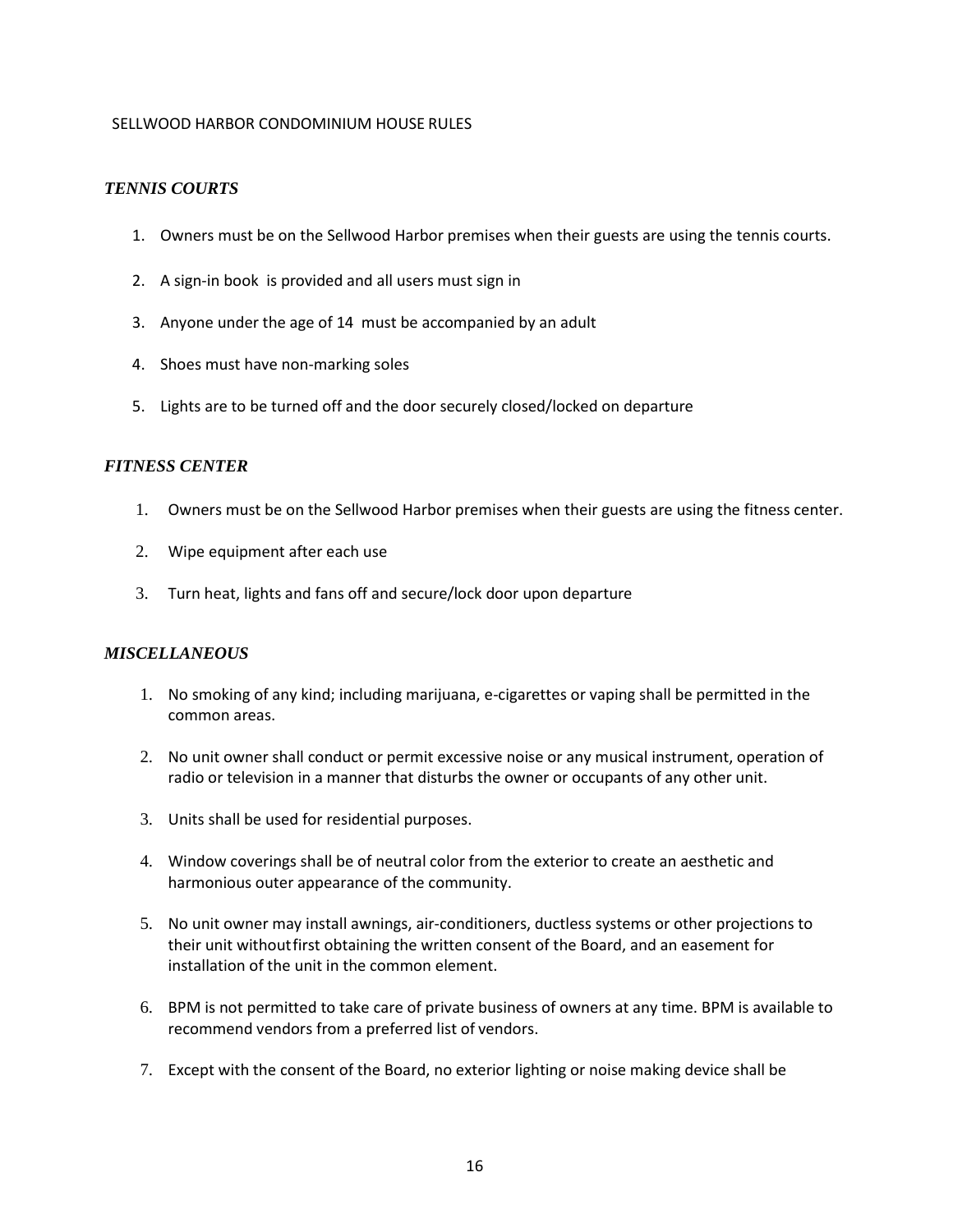SELLWOOD HARBOR CONDOMINIUM HOUSE RULES

## *TENNIS COURTS*

1. Owners must be on the Sellwood Harbor premises when their guests are using the tennis courts.
2. A sign-in book is provided and all users must sign in
3. Anyone under the age of 14 must be accompanied by an adult
4. Shoes must have non-marking soles
5. Lights are to be turned off and the door securely closed/locked on departure

## *FITNESS CENTER*

1. Owners must be on the Sellwood Harbor premises when their guests are using the fitness center.
2. Wipe equipment after each use
3. Turn heat, lights and fans off and secure/lock door upon departure

## *MISCELLANEOUS*

1. No smoking of any kind; including marijuana, e-cigarettes or vaping shall be permitted in the common areas.
2. No unit owner shall conduct or permit excessive noise or any musical instrument, operation of radio or television in a manner that disturbs the owner or occupants of any other unit.
3. Units shall be used for residential purposes.
4. Window coverings shall be of neutral color from the exterior to create an aesthetic and harmonious outer appearance of the community.
5. No unit owner may install awnings, air-conditioners, ductless systems or other projections to their unit without first obtaining the written consent of the Board, and an easement for installation of the unit in the common element.
6. BPM is not permitted to take care of private business of owners at any time. BPM is available to recommend vendors from a preferred list of vendors.
7. Except with the consent of the Board, no exterior lighting or noise making device shall be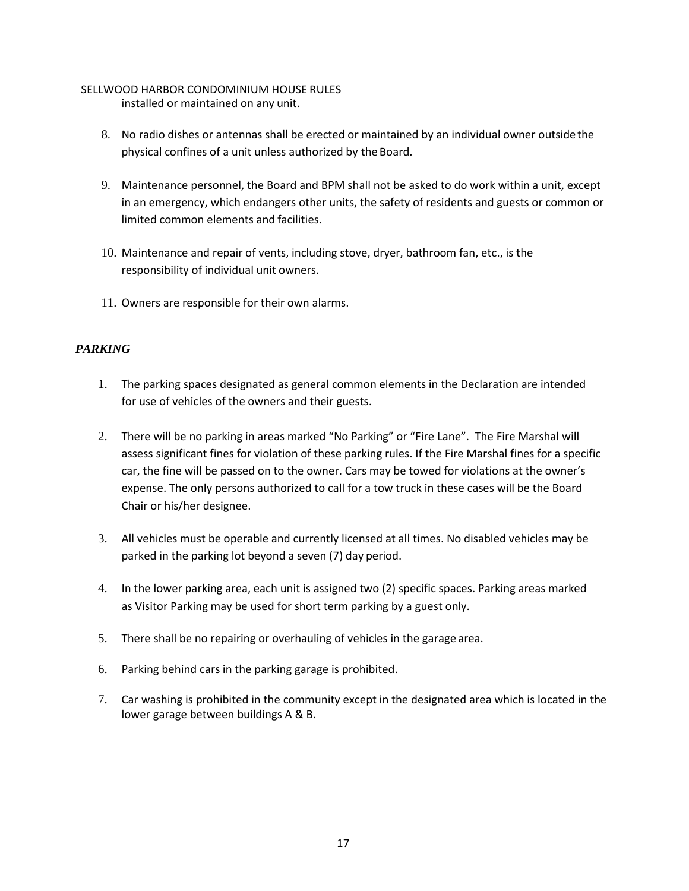installed or maintained on any unit.

8. No radio dishes or antennas shall be erected or maintained by an individual owner outside the physical confines of a unit unless authorized by the Board.

9. Maintenance personnel, the Board and BPM shall not be asked to do work within a unit, except in an emergency, which endangers other units, the safety of residents and guests or common or limited common elements and facilities.

10. Maintenance and repair of vents, including stove, dryer, bathroom fan, etc., is the responsibility of individual unit owners.

11. Owners are responsible for their own alarms.

## *PARKING*

1. The parking spaces designated as general common elements in the Declaration are intended for use of vehicles of the owners and their guests.

2. There will be no parking in areas marked "No Parking" or "Fire Lane". The Fire Marshal will assess significant fines for violation of these parking rules. If the Fire Marshal fines for a specific car, the fine will be passed on to the owner. Cars may be towed for violations at the owner's expense. The only persons authorized to call for a tow truck in these cases will be the Board Chair or his/her designee.

3. All vehicles must be operable and currently licensed at all times. No disabled vehicles may be parked in the parking lot beyond a seven (7) day period.

4. In the lower parking area, each unit is assigned two (2) specific spaces. Parking areas marked as Visitor Parking may be used for short term parking by a guest only.

5. There shall be no repairing or overhauling of vehicles in the garage area.

6. Parking behind cars in the parking garage is prohibited.

7. Car washing is prohibited in the community except in the designated area which is located in the lower garage between buildings A & B.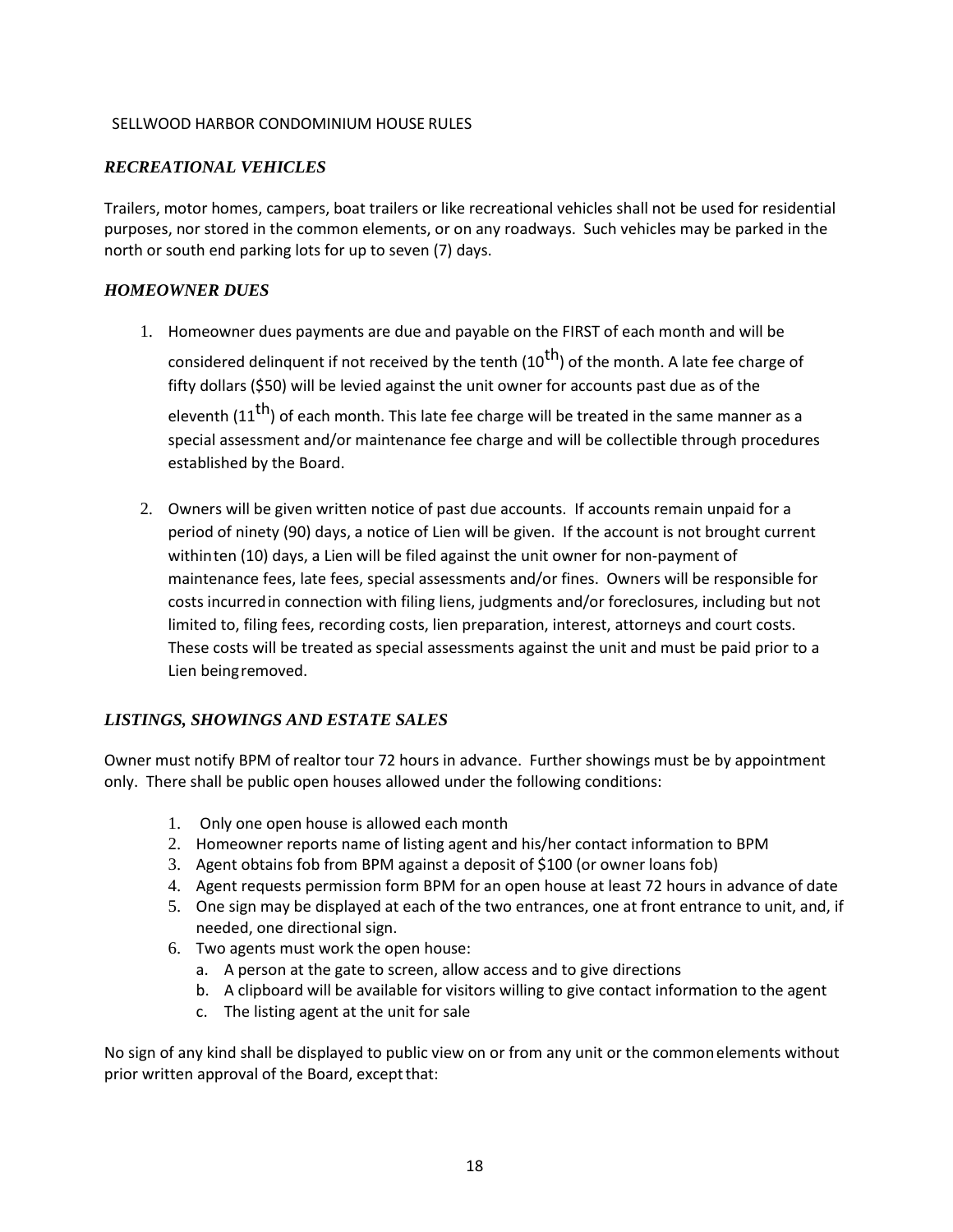SELLWOOD HARBOR CONDOMINIUM HOUSE RULES

## *RECREATIONAL VEHICLES*

Trailers, motor homes, campers, boat trailers or like recreational vehicles shall not be used for residential purposes, nor stored in the common elements, or on any roadways. Such vehicles may be parked in the north or south end parking lots for up to seven (7) days.

## *HOMEOWNER DUES*

1. Homeowner dues payments are due and payable on the FIRST of each month and will be considered delinquent if not received by the tenth (10th) of the month. A late fee charge of fifty dollars ($50) will be levied against the unit owner for accounts past due as of the eleventh (11th) of each month. This late fee charge will be treated in the same manner as a special assessment and/or maintenance fee charge and will be collectible through procedures established by the Board.

2. Owners will be given written notice of past due accounts. If accounts remain unpaid for a period of ninety (90) days, a notice of Lien will be given. If the account is not brought current within ten (10) days, a Lien will be filed against the unit owner for non-payment of maintenance fees, late fees, special assessments and/or fines. Owners will be responsible for costs incurred in connection with filing liens, judgments and/or foreclosures, including but not limited to, filing fees, recording costs, lien preparation, interest, attorneys and court costs. These costs will be treated as special assessments against the unit and must be paid prior to a Lien being removed.

## *LISTINGS, SHOWINGS AND ESTATE SALES*

Owner must notify BPM of realtor tour 72 hours in advance. Further showings must be by appointment only. There shall be public open houses allowed under the following conditions:

1. Only one open house is allowed each month
2. Homeowner reports name of listing agent and his/her contact information to BPM
3. Agent obtains fob from BPM against a deposit of $100 (or owner loans fob)
4. Agent requests permission form BPM for an open house at least 72 hours in advance of date
5. One sign may be displayed at each of the two entrances, one at front entrance to unit, and, if needed, one directional sign.
6. Two agents must work the open house:
   a. A person at the gate to screen, allow access and to give directions
   b. A clipboard will be available for visitors willing to give contact information to the agent
   c. The listing agent at the unit for sale

No sign of any kind shall be displayed to public view on or from any unit or the common elements without prior written approval of the Board, except that: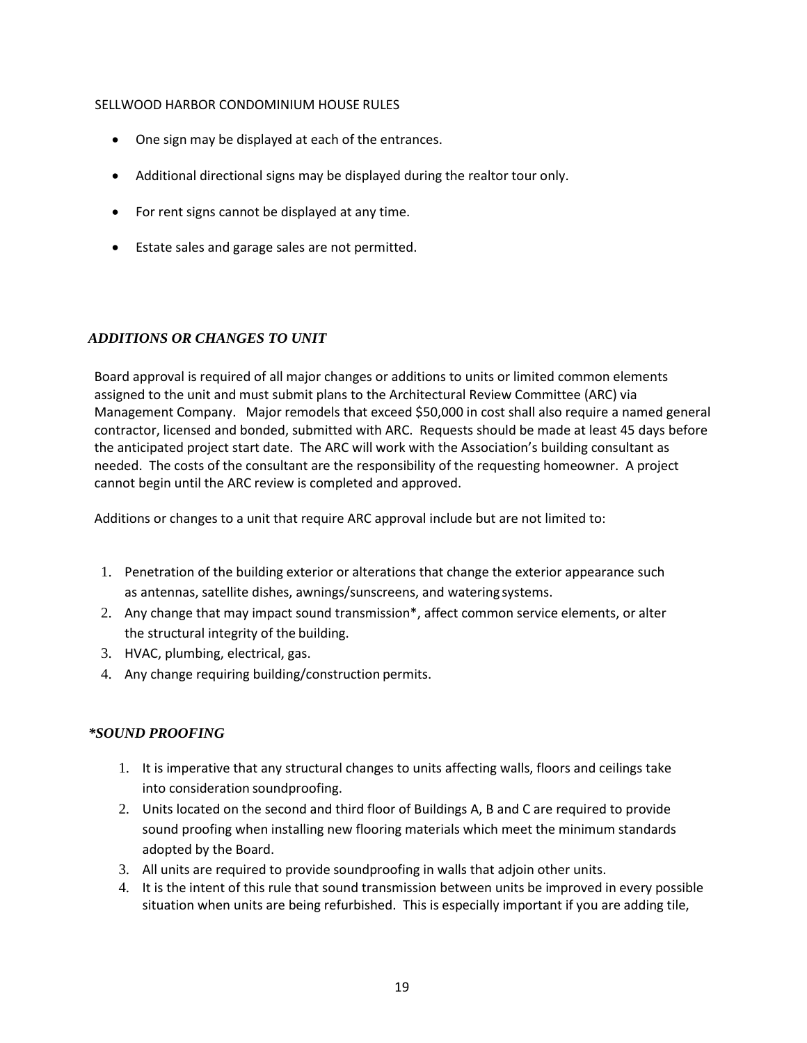SELLWOOD HARBOR CONDOMINIUM HOUSE RULES

- One sign may be displayed at each of the entrances.
- Additional directional signs may be displayed during the realtor tour only.
- For rent signs cannot be displayed at any time.
- Estate sales and garage sales are not permitted.

### *ADDITIONS OR CHANGES TO UNIT*

Board approval is required of all major changes or additions to units or limited common elements assigned to the unit and must submit plans to the Architectural Review Committee (ARC) via Management Company. Major remodels that exceed $50,000 in cost shall also require a named general contractor, licensed and bonded, submitted with ARC. Requests should be made at least 45 days before the anticipated project start date. The ARC will work with the Association's building consultant as needed. The costs of the consultant are the responsibility of the requesting homeowner. A project cannot begin until the ARC review is completed and approved.

Additions or changes to a unit that require ARC approval include but are not limited to:

1. Penetration of the building exterior or alterations that change the exterior appearance such as antennas, satellite dishes, awnings/sunscreens, and watering systems.
2. Any change that may impact sound transmission*, affect common service elements, or alter the structural integrity of the building.
3. HVAC, plumbing, electrical, gas.
4. Any change requiring building/construction permits.

### *\*SOUND PROOFING*

1. It is imperative that any structural changes to units affecting walls, floors and ceilings take into consideration soundproofing.
2. Units located on the second and third floor of Buildings A, B and C are required to provide sound proofing when installing new flooring materials which meet the minimum standards adopted by the Board.
3. All units are required to provide soundproofing in walls that adjoin other units.
4. It is the intent of this rule that sound transmission between units be improved in every possible situation when units are being refurbished. This is especially important if you are adding tile,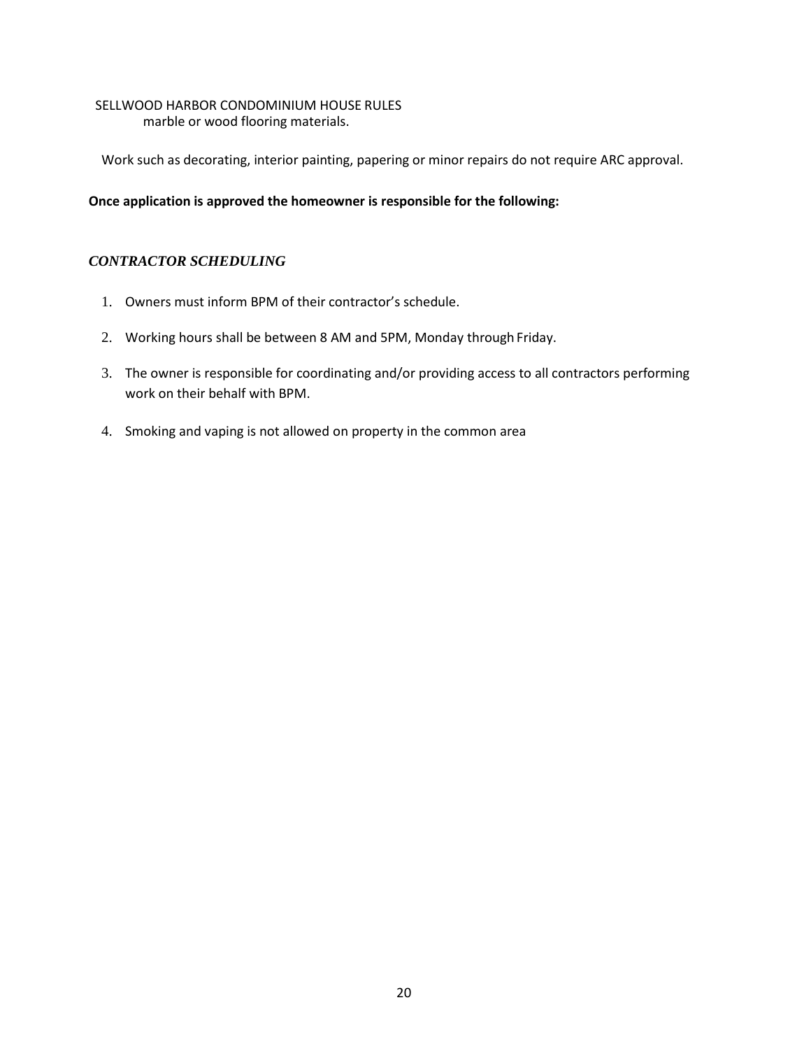marble or wood flooring materials.

Work such as decorating, interior painting, papering or minor repairs do not require ARC approval.

**Once application is approved the homeowner is responsible for the following:**

### *CONTRACTOR SCHEDULING*

1. Owners must inform BPM of their contractor's schedule.
2. Working hours shall be between 8 AM and 5PM, Monday through Friday.
3. The owner is responsible for coordinating and/or providing access to all contractors performing work on their behalf with BPM.
4. Smoking and vaping is not allowed on property in the common area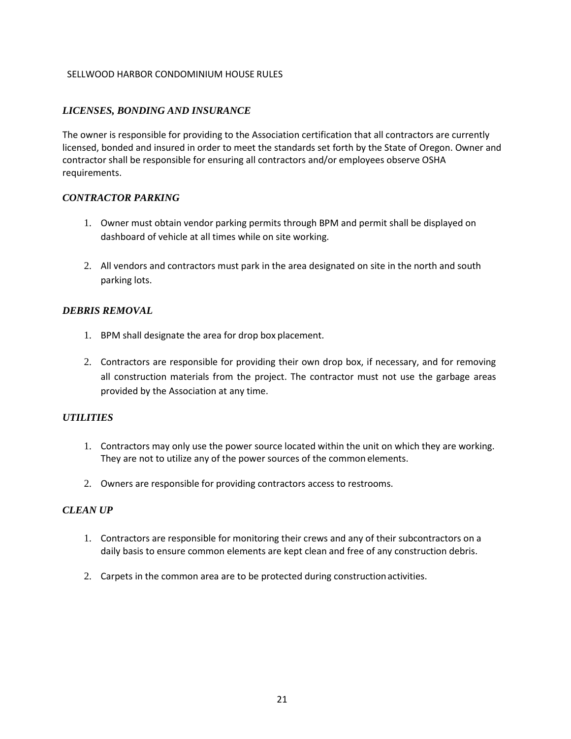SELLWOOD HARBOR CONDOMINIUM HOUSE RULES

## *LICENSES, BONDING AND INSURANCE*

The owner is responsible for providing to the Association certification that all contractors are currently licensed, bonded and insured in order to meet the standards set forth by the State of Oregon. Owner and contractor shall be responsible for ensuring all contractors and/or employees observe OSHA requirements.

## *CONTRACTOR PARKING*

1. Owner must obtain vendor parking permits through BPM and permit shall be displayed on dashboard of vehicle at all times while on site working.

2. All vendors and contractors must park in the area designated on site in the north and south parking lots.

## *DEBRIS REMOVAL*

1. BPM shall designate the area for drop box placement.

2. Contractors are responsible for providing their own drop box, if necessary, and for removing all construction materials from the project. The contractor must not use the garbage areas provided by the Association at any time.

## *UTILITIES*

1. Contractors may only use the power source located within the unit on which they are working. They are not to utilize any of the power sources of the common elements.

2. Owners are responsible for providing contractors access to restrooms.

## *CLEAN UP*

1. Contractors are responsible for monitoring their crews and any of their subcontractors on a daily basis to ensure common elements are kept clean and free of any construction debris.

2. Carpets in the common area are to be protected during construction activities.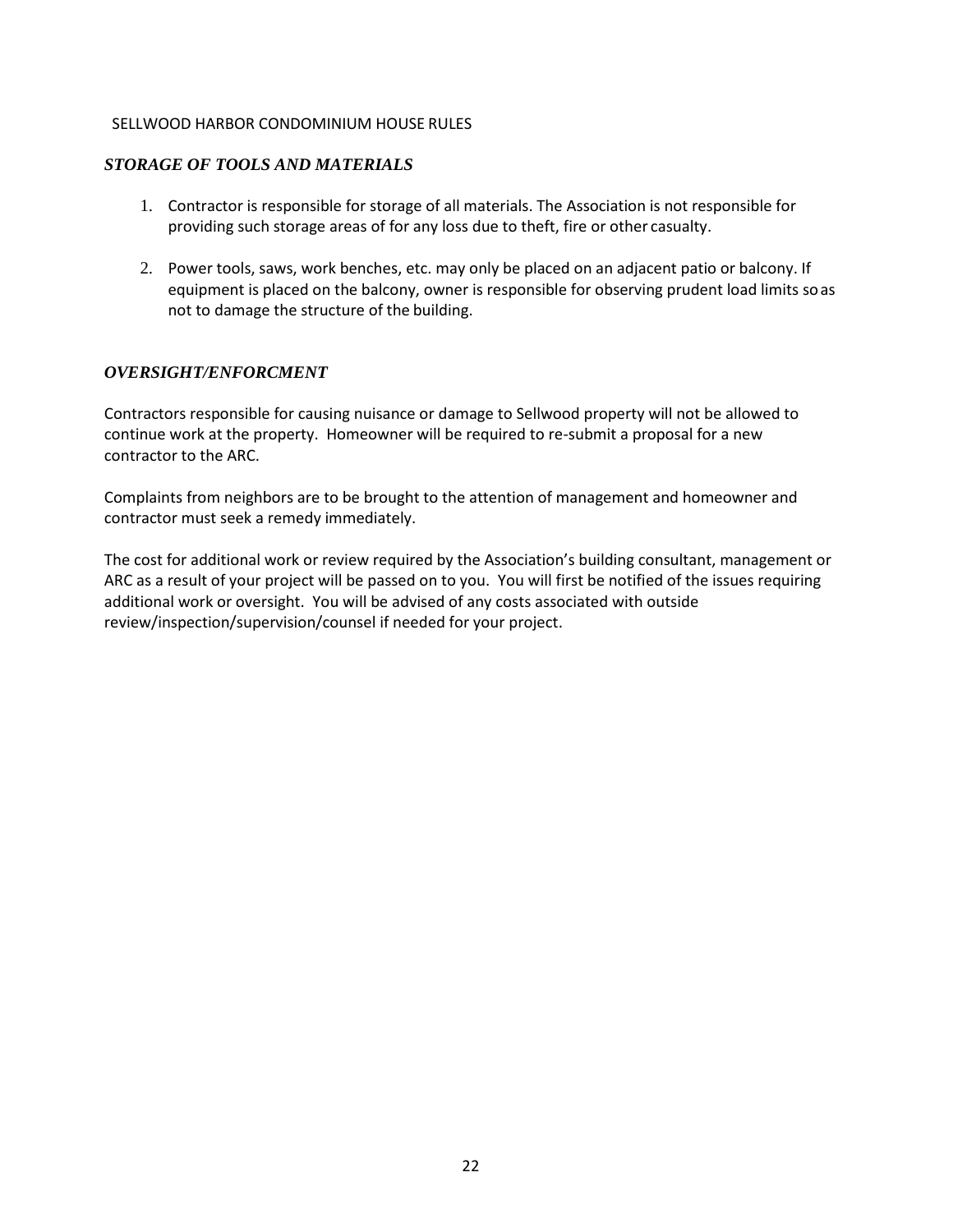## *STORAGE OF TOOLS AND MATERIALS*

1. Contractor is responsible for storage of all materials. The Association is not responsible for providing such storage areas of for any loss due to theft, fire or other casualty.

2. Power tools, saws, work benches, etc. may only be placed on an adjacent patio or balcony. If equipment is placed on the balcony, owner is responsible for observing prudent load limits so as not to damage the structure of the building.

## *OVERSIGHT/ENFORCMENT*

Contractors responsible for causing nuisance or damage to Sellwood property will not be allowed to continue work at the property. Homeowner will be required to re-submit a proposal for a new contractor to the ARC.

Complaints from neighbors are to be brought to the attention of management and homeowner and contractor must seek a remedy immediately.

The cost for additional work or review required by the Association's building consultant, management or ARC as a result of your project will be passed on to you. You will first be notified of the issues requiring additional work or oversight. You will be advised of any costs associated with outside review/inspection/supervision/counsel if needed for your project.